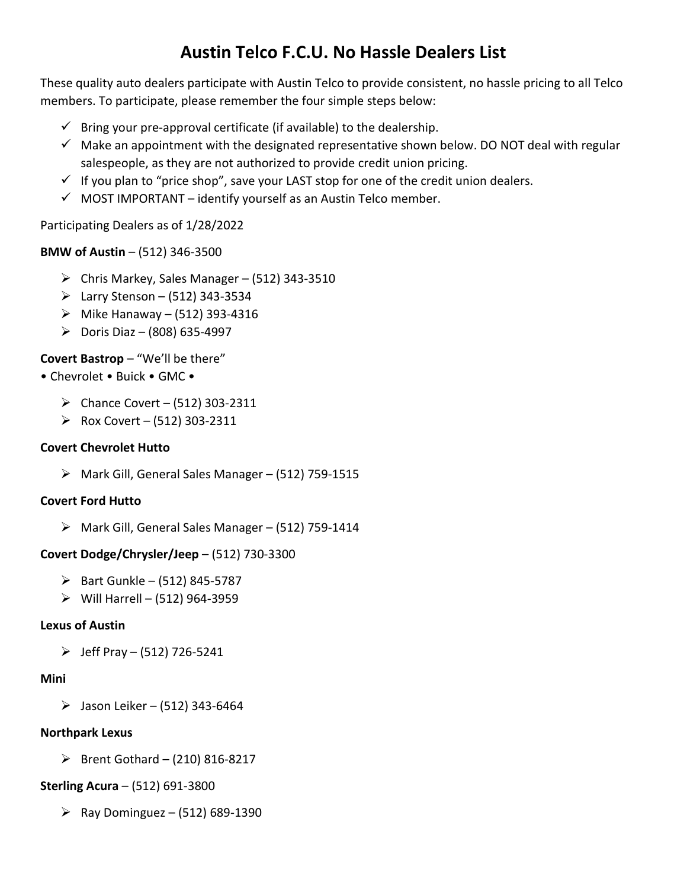# Austin Telco F.C.U. No Hassle Dealers List

These quality auto dealers participate with Austin Telco to provide consistent, no hassle pricing to all Telco members. To participate, please remember the four simple steps below:

- ✓ Bring your pre-approval certificate (if available) to the dealership.
- ✓ Make an appointment with the designated representative shown below. DO NOT deal with regular salespeople, as they are not authorized to provide credit union pricing.
- ✓ If you plan to "price shop", save your LAST stop for one of the credit union dealers.
- ✓ MOST IMPORTANT – identify yourself as an Austin Telco member.

Participating Dealers as of 1/28/2022

**BMW of Austin** – (512) 346-3500

- ➢ Chris Markey, Sales Manager – (512) 343-3510
- ➢ Larry Stenson – (512) 343-3534
- ➢ Mike Hanaway – (512) 393-4316
- ➢ Doris Diaz – (808) 635-4997

**Covert Bastrop** – "We'll be there"

• Chevrolet • Buick • GMC •

- ➢ Chance Covert – (512) 303-2311
- ➢ Rox Covert – (512) 303-2311

**Covert Chevrolet Hutto**

- ➢ Mark Gill, General Sales Manager – (512) 759-1515

**Covert Ford Hutto**

- ➢ Mark Gill, General Sales Manager – (512) 759-1414

**Covert Dodge/Chrysler/Jeep** – (512) 730-3300

- ➢ Bart Gunkle – (512) 845-5787
- ➢ Will Harrell – (512) 964-3959

**Lexus of Austin**

- ➢ Jeff Pray – (512) 726-5241

**Mini**

- ➢ Jason Leiker – (512) 343-6464

**Northpark Lexus**

- ➢ Brent Gothard – (210) 816-8217

**Sterling Acura** – (512) 691-3800

- ➢ Ray Dominguez – (512) 689-1390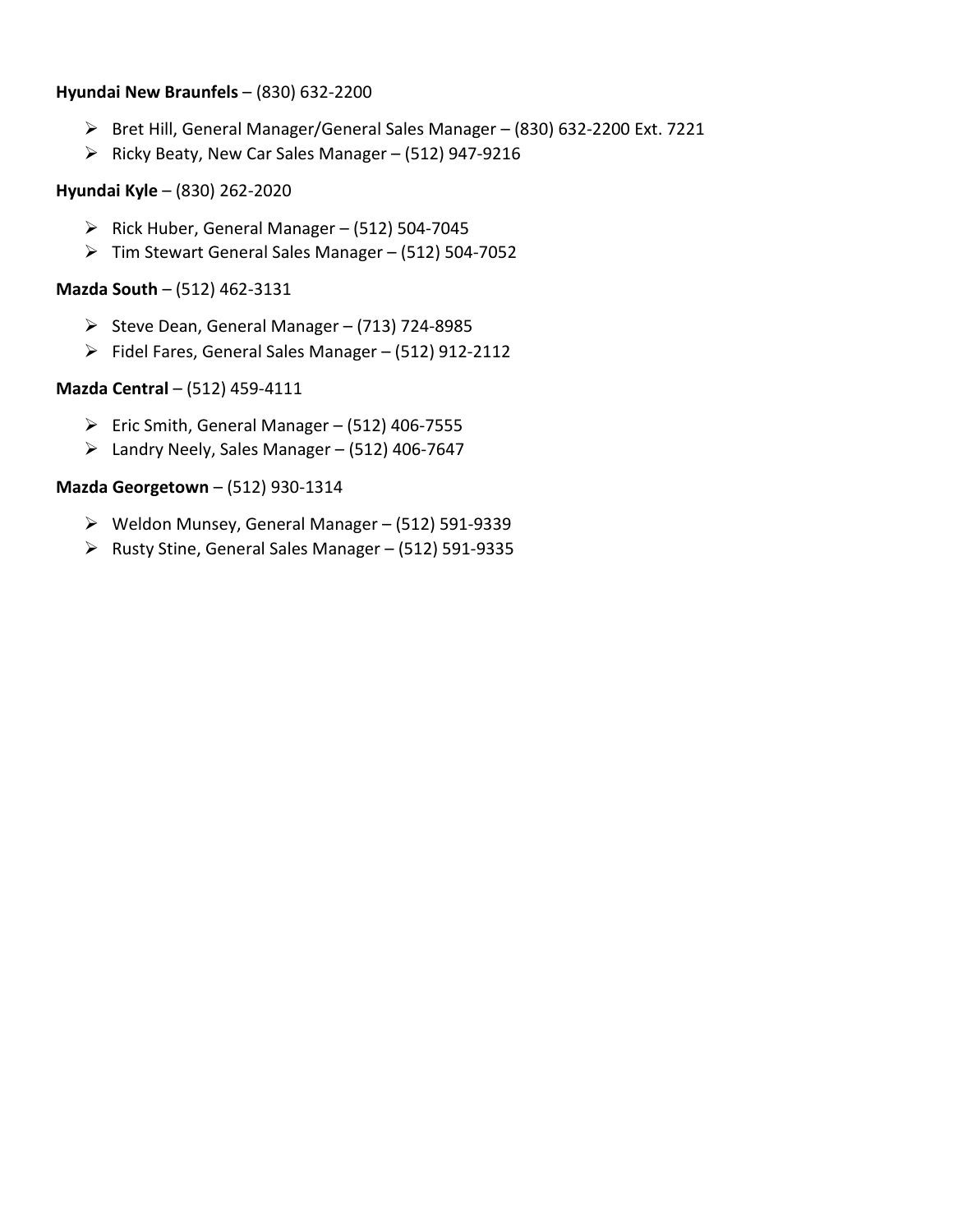**Hyundai New Braunfels** – (830) 632-2200

- Bret Hill, General Manager/General Sales Manager – (830) 632-2200 Ext. 7221
- Ricky Beaty, New Car Sales Manager – (512) 947-9216

**Hyundai Kyle** – (830) 262-2020

- Rick Huber, General Manager – (512) 504-7045
- Tim Stewart General Sales Manager – (512) 504-7052

**Mazda South** – (512) 462-3131

- Steve Dean, General Manager – (713) 724-8985
- Fidel Fares, General Sales Manager – (512) 912-2112

**Mazda Central** – (512) 459-4111

- Eric Smith, General Manager – (512) 406-7555
- Landry Neely, Sales Manager – (512) 406-7647

**Mazda Georgetown** – (512) 930-1314

- Weldon Munsey, General Manager – (512) 591-9339
- Rusty Stine, General Sales Manager – (512) 591-9335